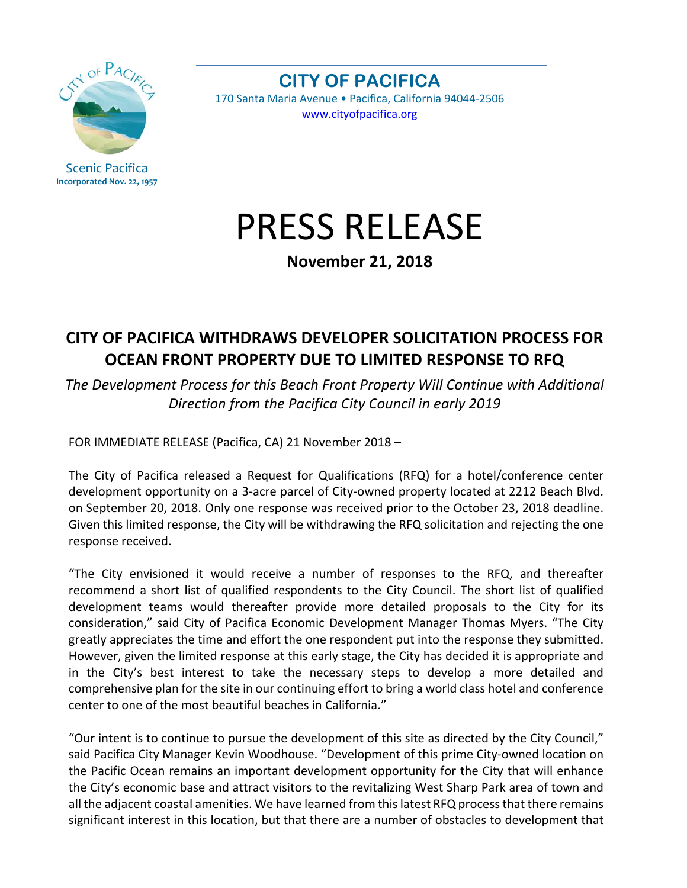Scenic Pacifica
**Incorporated Nov. 22, 1957**

**CITY OF PACIFICA**
170 Santa Maria Avenue • Pacifica, California 94044-2506
www.cityofpacifica.org

# PRESS RELEASE

**November 21, 2018**

## CITY OF PACIFICA WITHDRAWS DEVELOPER SOLICITATION PROCESS FOR OCEAN FRONT PROPERTY DUE TO LIMITED RESPONSE TO RFQ

*The Development Process for this Beach Front Property Will Continue with Additional Direction from the Pacifica City Council in early 2019*

FOR IMMEDIATE RELEASE (Pacifica, CA) 21 November 2018 –

The City of Pacifica released a Request for Qualifications (RFQ) for a hotel/conference center development opportunity on a 3-acre parcel of City-owned property located at 2212 Beach Blvd. on September 20, 2018. Only one response was received prior to the October 23, 2018 deadline. Given this limited response, the City will be withdrawing the RFQ solicitation and rejecting the one response received.

"The City envisioned it would receive a number of responses to the RFQ, and thereafter recommend a short list of qualified respondents to the City Council. The short list of qualified development teams would thereafter provide more detailed proposals to the City for its consideration," said City of Pacifica Economic Development Manager Thomas Myers. "The City greatly appreciates the time and effort the one respondent put into the response they submitted. However, given the limited response at this early stage, the City has decided it is appropriate and in the City's best interest to take the necessary steps to develop a more detailed and comprehensive plan for the site in our continuing effort to bring a world class hotel and conference center to one of the most beautiful beaches in California."

"Our intent is to continue to pursue the development of this site as directed by the City Council," said Pacifica City Manager Kevin Woodhouse. "Development of this prime City-owned location on the Pacific Ocean remains an important development opportunity for the City that will enhance the City's economic base and attract visitors to the revitalizing West Sharp Park area of town and all the adjacent coastal amenities. We have learned from this latest RFQ process that there remains significant interest in this location, but that there are a number of obstacles to development that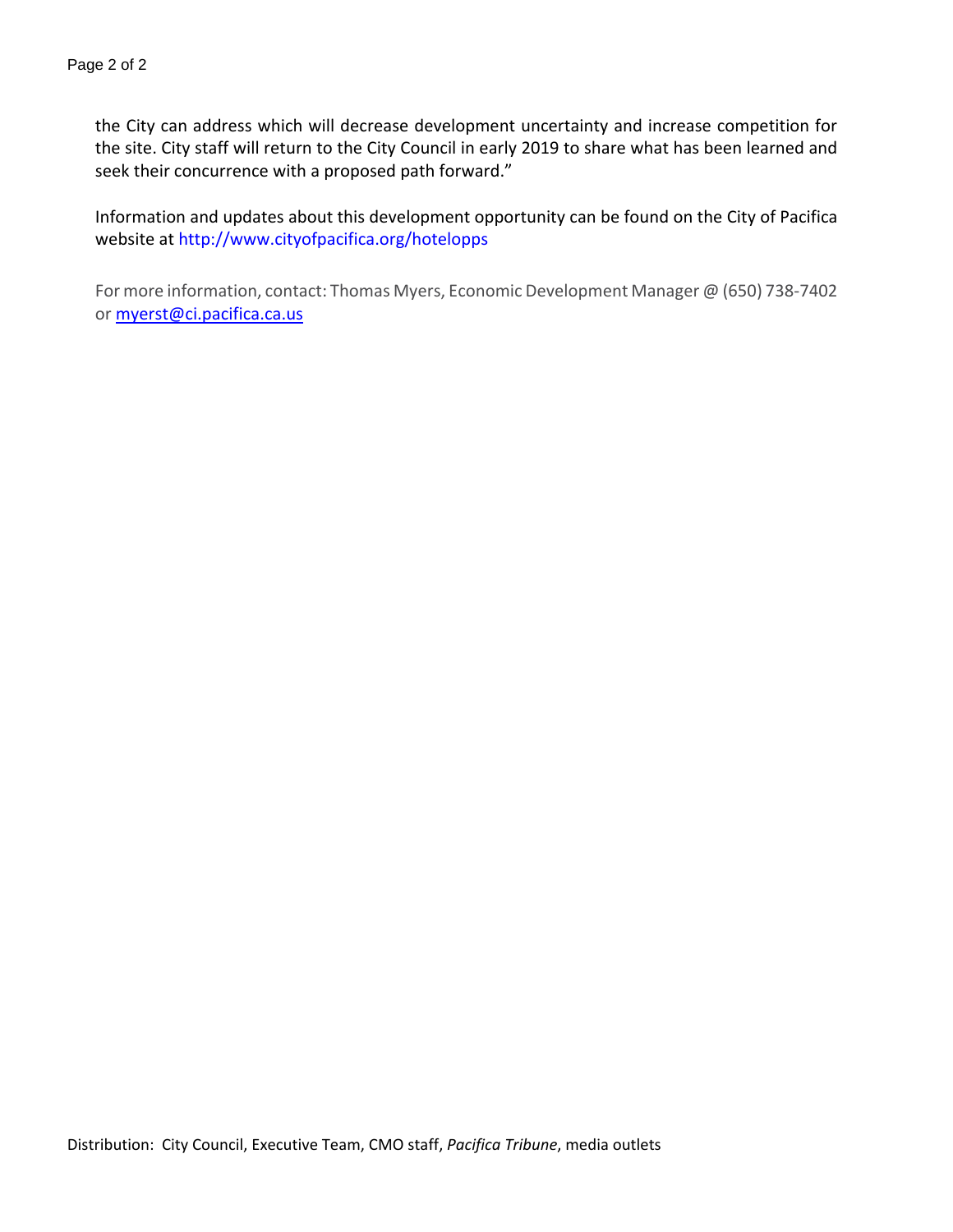the City can address which will decrease development uncertainty and increase competition for the site. City staff will return to the City Council in early 2019 to share what has been learned and seek their concurrence with a proposed path forward."

Information and updates about this development opportunity can be found on the City of Pacifica website at http://www.cityofpacifica.org/hotelopps

For more information, contact: Thomas Myers, Economic Development Manager @ (650) 738-7402 or myerst@ci.pacifica.ca.us

Distribution: City Council, Executive Team, CMO staff, *Pacifica Tribune*, media outlets